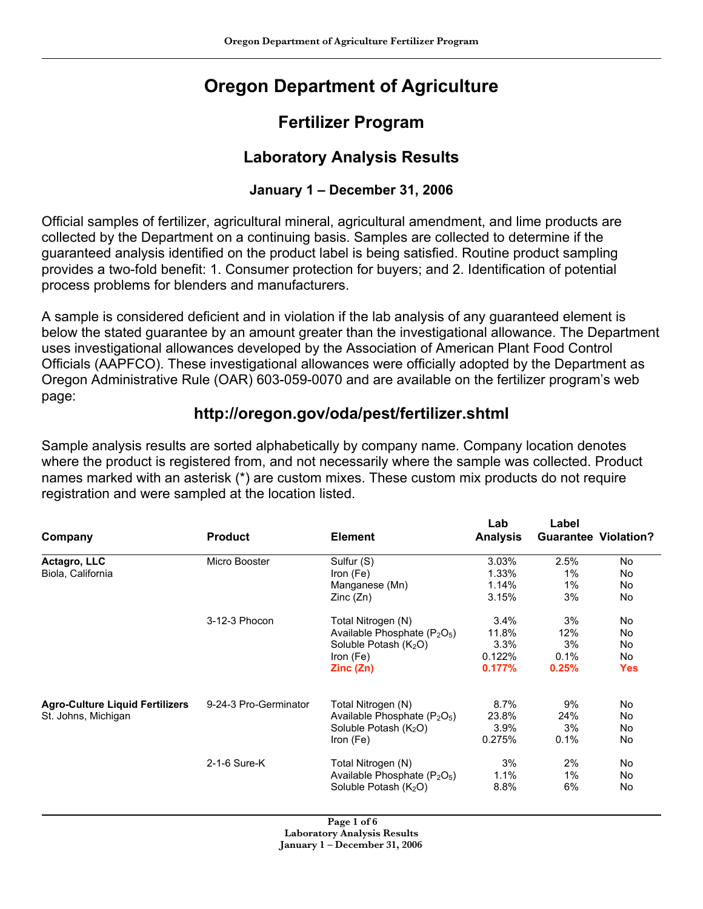# Oregon Department of Agriculture

## Fertilizer Program

### Laboratory Analysis Results

#### January 1 – December 31, 2006

Official samples of fertilizer, agricultural mineral, agricultural amendment, and lime products are collected by the Department on a continuing basis. Samples are collected to determine if the guaranteed analysis identified on the product label is being satisfied. Routine product sampling provides a two-fold benefit: 1. Consumer protection for buyers; and 2. Identification of potential process problems for blenders and manufacturers.

A sample is considered deficient and in violation if the lab analysis of any guaranteed element is below the stated guarantee by an amount greater than the investigational allowance. The Department uses investigational allowances developed by the Association of American Plant Food Control Officials (AAPFCO). These investigational allowances were officially adopted by the Department as Oregon Administrative Rule (OAR) 603-059-0070 and are available on the fertilizer program's web page:

### http://oregon.gov/oda/pest/fertilizer.shtml

Sample analysis results are sorted alphabetically by company name. Company location denotes where the product is registered from, and not necessarily where the sample was collected. Product names marked with an asterisk (*) are custom mixes. These custom mix products do not require registration and were sampled at the location listed.

| Company | Product | Element | Lab Analysis | Label Guarantee | Violation? |
|---|---|---|---|---|---|
| **Actagro, LLC** | Micro Booster | Sulfur (S) | 3.03% | 2.5% | No |
| Biola, California | | Iron (Fe) | 1.33% | 1% | No |
| | | Manganese (Mn) | 1.14% | 1% | No |
| | | Zinc (Zn) | 3.15% | 3% | No |
| | 3-12-3 Phocon | Total Nitrogen (N) | 3.4% | 3% | No |
| | | Available Phosphate ($P_2O_5$) | 11.8% | 12% | No |
| | | Soluble Potash ($K_2O$) | 3.3% | 3% | No |
| | | Iron (Fe) | 0.122% | 0.1% | No |
| | | **Zinc (Zn)** | **0.177%** | **0.25%** | **Yes** |
| **Agro-Culture Liquid Fertilizers** | 9-24-3 Pro-Germinator | Total Nitrogen (N) | 8.7% | 9% | No |
| St. Johns, Michigan | | Available Phosphate ($P_2O_5$) | 23.8% | 24% | No |
| | | Soluble Potash ($K_2O$) | 3.9% | 3% | No |
| | | Iron (Fe) | 0.275% | 0.1% | No |
| | 2-1-6 Sure-K | Total Nitrogen (N) | 3% | 2% | No |
| | | Available Phosphate ($P_2O_5$) | 1.1% | 1% | No |
| | | Soluble Potash ($K_2O$) | 8.8% | 6% | No |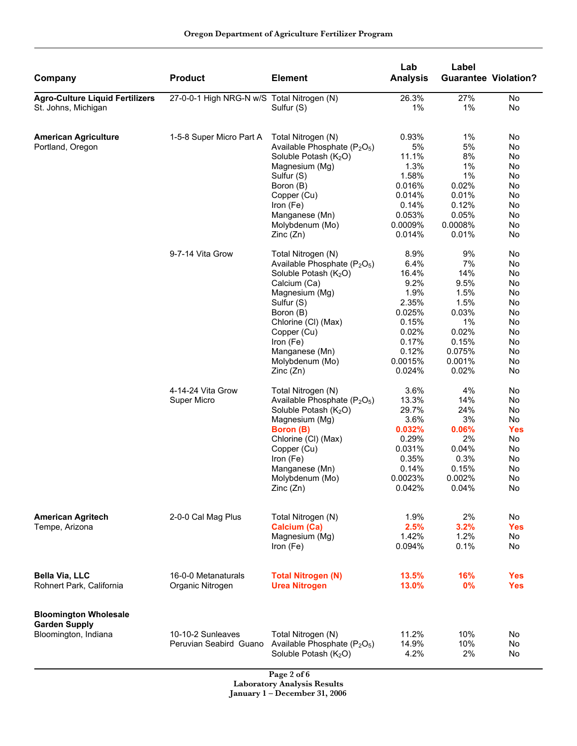| Company | Product | Element | Lab Analysis | Label Guarantee | Violation? |
|---|---|---|---|---|---|
| **Agro-Culture Liquid Fertilizers** St. Johns, Michigan | 27-0-0-1 High NRG-N w/S | Total Nitrogen (N) | 26.3% | 27% | No |
| | | Sulfur (S) | 1% | 1% | No |
| **American Agriculture** Portland, Oregon | 1-5-8 Super Micro Part A | Total Nitrogen (N) | 0.93% | 1% | No |
| | | Available Phosphate ($P_2O_5$) | 5% | 5% | No |
| | | Soluble Potash ($K_2O$) | 11.1% | 8% | No |
| | | Magnesium (Mg) | 1.3% | 1% | No |
| | | Sulfur (S) | 1.58% | 1% | No |
| | | Boron (B) | 0.016% | 0.02% | No |
| | | Copper (Cu) | 0.014% | 0.01% | No |
| | | Iron (Fe) | 0.14% | 0.12% | No |
| | | Manganese (Mn) | 0.053% | 0.05% | No |
| | | Molybdenum (Mo) | 0.0009% | 0.0008% | No |
| | | Zinc (Zn) | 0.014% | 0.01% | No |
| | 9-7-14 Vita Grow | Total Nitrogen (N) | 8.9% | 9% | No |
| | | Available Phosphate ($P_2O_5$) | 6.4% | 7% | No |
| | | Soluble Potash ($K_2O$) | 16.4% | 14% | No |
| | | Calcium (Ca) | 9.2% | 9.5% | No |
| | | Magnesium (Mg) | 1.9% | 1.5% | No |
| | | Sulfur (S) | 2.35% | 1.5% | No |
| | | Boron (B) | 0.025% | 0.03% | No |
| | | Chlorine (Cl) (Max) | 0.15% | 1% | No |
| | | Copper (Cu) | 0.02% | 0.02% | No |
| | | Iron (Fe) | 0.17% | 0.15% | No |
| | | Manganese (Mn) | 0.12% | 0.075% | No |
| | | Molybdenum (Mo) | 0.0015% | 0.001% | No |
| | | Zinc (Zn) | 0.024% | 0.02% | No |
| | 4-14-24 Vita Grow Super Micro | Total Nitrogen (N) | 3.6% | 4% | No |
| | | Available Phosphate ($P_2O_5$) | 13.3% | 14% | No |
| | | Soluble Potash ($K_2O$) | 29.7% | 24% | No |
| | | Magnesium (Mg) | 3.6% | 3% | No |
| | | **Boron (B)** | **0.032%** | **0.06%** | **Yes** |
| | | Chlorine (Cl) (Max) | 0.29% | 2% | No |
| | | Copper (Cu) | 0.031% | 0.04% | No |
| | | Iron (Fe) | 0.35% | 0.3% | No |
| | | Manganese (Mn) | 0.14% | 0.15% | No |
| | | Molybdenum (Mo) | 0.0023% | 0.002% | No |
| | | Zinc (Zn) | 0.042% | 0.04% | No |
| **American Agritech** Tempe, Arizona | 2-0-0 Cal Mag Plus | Total Nitrogen (N) | 1.9% | 2% | No |
| | | **Calcium (Ca)** | **2.5%** | **3.2%** | **Yes** |
| | | Magnesium (Mg) | 1.42% | 1.2% | No |
| | | Iron (Fe) | 0.094% | 0.1% | No |
| **Bella Via, LLC** Rohnert Park, California | 16-0-0 Metanaturals Organic Nitrogen | **Total Nitrogen (N)** | **13.5%** | **16%** | **Yes** |
| | | **Urea Nitrogen** | **13.0%** | **0%** | **Yes** |
| **Bloomington Wholesale Garden Supply** Bloomington, Indiana | 10-10-2 Sunleaves Peruvian Seabird Guano | Total Nitrogen (N) | 11.2% | 10% | No |
| | | Available Phosphate ($P_2O_5$) | 14.9% | 10% | No |
| | | Soluble Potash ($K_2O$) | 4.2% | 2% | No |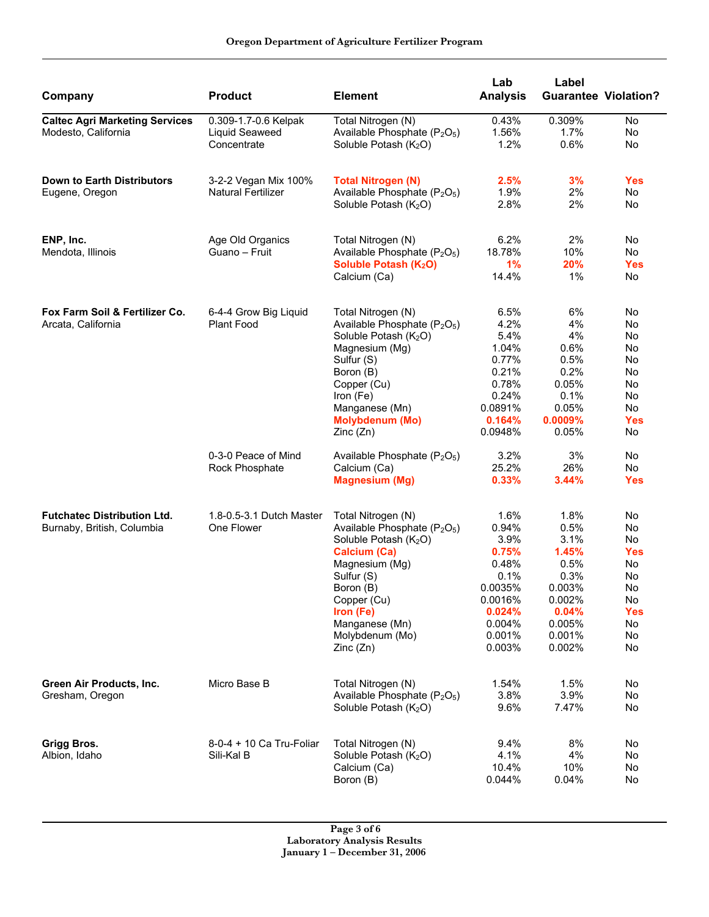| Company | Product | Element | Lab Analysis | Label Guarantee | Violation? |
|---|---|---|---|---|---|
| **Caltec Agri Marketing Services** Modesto, California | 0.309-1.7-0.6 Kelpak Liquid Seaweed Concentrate | Total Nitrogen (N) | 0.43% | 0.309% | No |
| | | Available Phosphate ($P_2O_5$) | 1.56% | 1.7% | No |
| | | Soluble Potash ($K_2O$) | 1.2% | 0.6% | No |
| **Down to Earth Distributors** Eugene, Oregon | 3-2-2 Vegan Mix 100% Natural Fertilizer | **Total Nitrogen (N)** | **2.5%** | **3%** | **Yes** |
| | | Available Phosphate ($P_2O_5$) | 1.9% | 2% | No |
| | | Soluble Potash ($K_2O$) | 2.8% | 2% | No |
| **ENP, Inc.** Mendota, Illinois | Age Old Organics Guano – Fruit | Total Nitrogen (N) | 6.2% | 2% | No |
| | | Available Phosphate ($P_2O_5$) | 18.78% | 10% | No |
| | | **Soluble Potash ($K_2O$)** | **1%** | **20%** | **Yes** |
| | | Calcium (Ca) | 14.4% | 1% | No |
| **Fox Farm Soil & Fertilizer Co.** Arcata, California | 6-4-4 Grow Big Liquid Plant Food | Total Nitrogen (N) | 6.5% | 6% | No |
| | | Available Phosphate ($P_2O_5$) | 4.2% | 4% | No |
| | | Soluble Potash ($K_2O$) | 5.4% | 4% | No |
| | | Magnesium (Mg) | 1.04% | 0.6% | No |
| | | Sulfur (S) | 0.77% | 0.5% | No |
| | | Boron (B) | 0.21% | 0.2% | No |
| | | Copper (Cu) | 0.78% | 0.05% | No |
| | | Iron (Fe) | 0.24% | 0.1% | No |
| | | Manganese (Mn) | 0.0891% | 0.05% | No |
| | | **Molybdenum (Mo)** | **0.164%** | **0.0009%** | **Yes** |
| | | Zinc (Zn) | 0.0948% | 0.05% | No |
| | 0-3-0 Peace of Mind Rock Phosphate | Available Phosphate ($P_2O_5$) | 3.2% | 3% | No |
| | | Calcium (Ca) | 25.2% | 26% | No |
| | | **Magnesium (Mg)** | **0.33%** | **3.44%** | **Yes** |
| **Futchatec Distribution Ltd.** Burnaby, British, Columbia | 1.8-0.5-3.1 Dutch Master One Flower | Total Nitrogen (N) | 1.6% | 1.8% | No |
| | | Available Phosphate ($P_2O_5$) | 0.94% | 0.5% | No |
| | | Soluble Potash ($K_2O$) | 3.9% | 3.1% | No |
| | | **Calcium (Ca)** | **0.75%** | **1.45%** | **Yes** |
| | | Magnesium (Mg) | 0.48% | 0.5% | No |
| | | Sulfur (S) | 0.1% | 0.3% | No |
| | | Boron (B) | 0.0035% | 0.003% | No |
| | | Copper (Cu) | 0.0016% | 0.002% | No |
| | | **Iron (Fe)** | **0.024%** | **0.04%** | **Yes** |
| | | Manganese (Mn) | 0.004% | 0.005% | No |
| | | Molybdenum (Mo) | 0.001% | 0.001% | No |
| | | Zinc (Zn) | 0.003% | 0.002% | No |
| **Green Air Products, Inc.** Gresham, Oregon | Micro Base B | Total Nitrogen (N) | 1.54% | 1.5% | No |
| | | Available Phosphate ($P_2O_5$) | 3.8% | 3.9% | No |
| | | Soluble Potash ($K_2O$) | 9.6% | 7.47% | No |
| **Grigg Bros.** Albion, Idaho | 8-0-4 + 10 Ca Tru-Foliar Sili-Kal B | Total Nitrogen (N) | 9.4% | 8% | No |
| | | Soluble Potash ($K_2O$) | 4.1% | 4% | No |
| | | Calcium (Ca) | 10.4% | 10% | No |
| | | Boron (B) | 0.044% | 0.04% | No |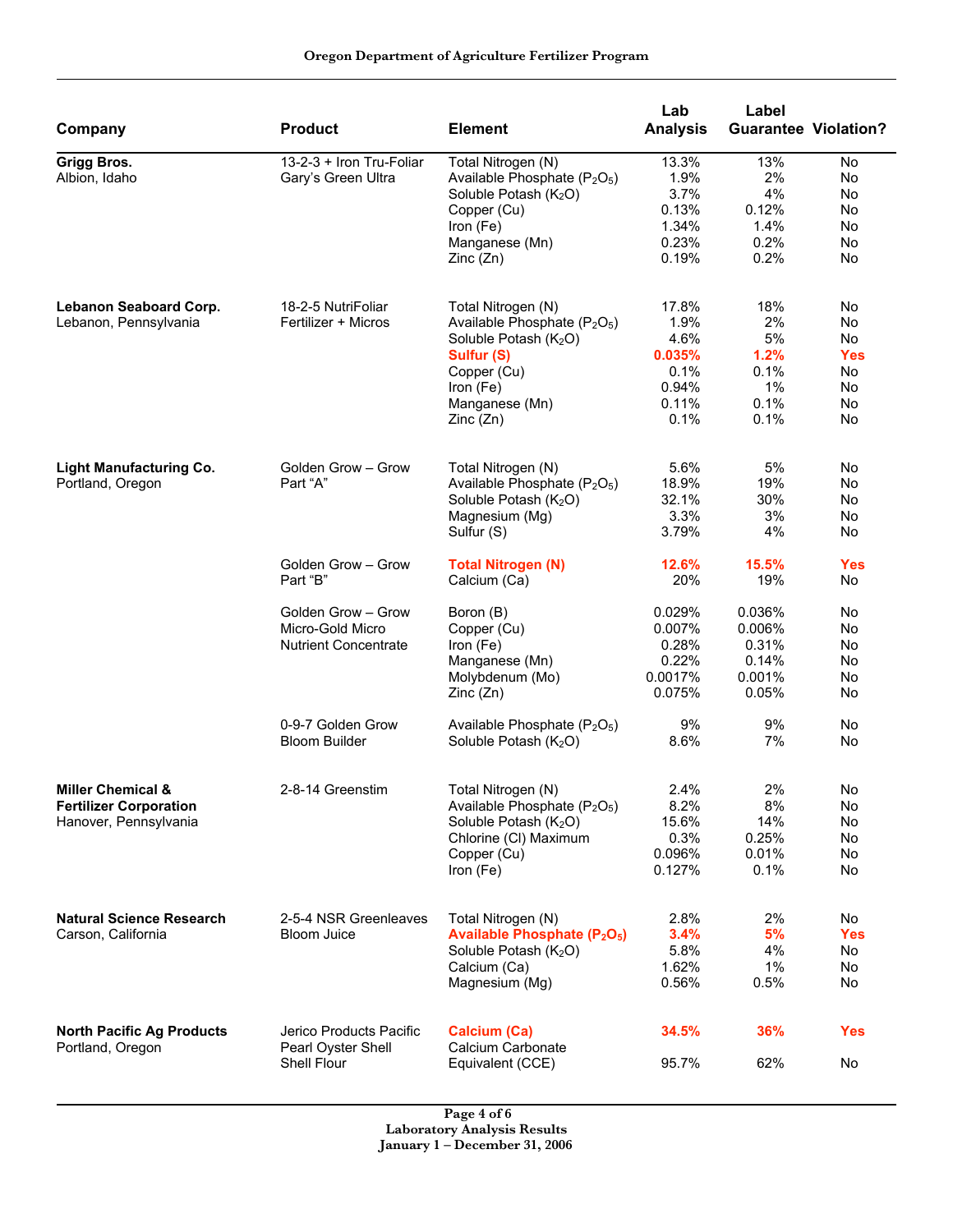# Oregon Department of Agriculture Fertilizer Program

| Company | Product | Element | Lab Analysis | Label Guarantee | Violation? |
|---|---|---|---|---|---|
| **Grigg Bros.** Albion, Idaho | 13-2-3 + Iron Tru-Foliar Gary's Green Ultra | Total Nitrogen (N) | 13.3% | 13% | No |
| | | Available Phosphate ($P_2O_5$) | 1.9% | 2% | No |
| | | Soluble Potash ($K_2O$) | 3.7% | 4% | No |
| | | Copper (Cu) | 0.13% | 0.12% | No |
| | | Iron (Fe) | 1.34% | 1.4% | No |
| | | Manganese (Mn) | 0.23% | 0.2% | No |
| | | Zinc (Zn) | 0.19% | 0.2% | No |
| **Lebanon Seaboard Corp.** Lebanon, Pennsylvania | 18-2-5 NutriFoliar Fertilizer + Micros | Total Nitrogen (N) | 17.8% | 18% | No |
| | | Available Phosphate ($P_2O_5$) | 1.9% | 2% | No |
| | | Soluble Potash ($K_2O$) | 4.6% | 5% | No |
| | | **Sulfur (S)** | **0.035%** | **1.2%** | **Yes** |
| | | Copper (Cu) | 0.1% | 0.1% | No |
| | | Iron (Fe) | 0.94% | 1% | No |
| | | Manganese (Mn) | 0.11% | 0.1% | No |
| | | Zinc (Zn) | 0.1% | 0.1% | No |
| **Light Manufacturing Co.** Portland, Oregon | Golden Grow – Grow Part "A" | Total Nitrogen (N) | 5.6% | 5% | No |
| | | Available Phosphate ($P_2O_5$) | 18.9% | 19% | No |
| | | Soluble Potash ($K_2O$) | 32.1% | 30% | No |
| | | Magnesium (Mg) | 3.3% | 3% | No |
| | | Sulfur (S) | 3.79% | 4% | No |
| | Golden Grow – Grow Part "B" | **Total Nitrogen (N)** | **12.6%** | **15.5%** | **Yes** |
| | | Calcium (Ca) | 20% | 19% | No |
| | Golden Grow – Grow Micro-Gold Micro Nutrient Concentrate | Boron (B) | 0.029% | 0.036% | No |
| | | Copper (Cu) | 0.007% | 0.006% | No |
| | | Iron (Fe) | 0.28% | 0.31% | No |
| | | Manganese (Mn) | 0.22% | 0.14% | No |
| | | Molybdenum (Mo) | 0.0017% | 0.001% | No |
| | | Zinc (Zn) | 0.075% | 0.05% | No |
| | 0-9-7 Golden Grow Bloom Builder | Available Phosphate ($P_2O_5$) | 9% | 9% | No |
| | | Soluble Potash ($K_2O$) | 8.6% | 7% | No |
| **Miller Chemical & Fertilizer Corporation** Hanover, Pennsylvania | 2-8-14 Greenstim | Total Nitrogen (N) | 2.4% | 2% | No |
| | | Available Phosphate ($P_2O_5$) | 8.2% | 8% | No |
| | | Soluble Potash ($K_2O$) | 15.6% | 14% | No |
| | | Chlorine (Cl) Maximum | 0.3% | 0.25% | No |
| | | Copper (Cu) | 0.096% | 0.01% | No |
| | | Iron (Fe) | 0.127% | 0.1% | No |
| **Natural Science Research** Carson, California | 2-5-4 NSR Greenleaves Bloom Juice | Total Nitrogen (N) | 2.8% | 2% | No |
| | | **Available Phosphate ($P_2O_5$)** | **3.4%** | **5%** | **Yes** |
| | | Soluble Potash ($K_2O$) | 5.8% | 4% | No |
| | | Calcium (Ca) | 1.62% | 1% | No |
| | | Magnesium (Mg) | 0.56% | 0.5% | No |
| **North Pacific Ag Products** Portland, Oregon | Jerico Products Pacific Pearl Oyster Shell Shell Flour | **Calcium (Ca)** | **34.5%** | **36%** | **Yes** |
| | | Calcium Carbonate Equivalent (CCE) | 95.7% | 62% | No |

Laboratory Analysis Results
January 1 – December 31, 2006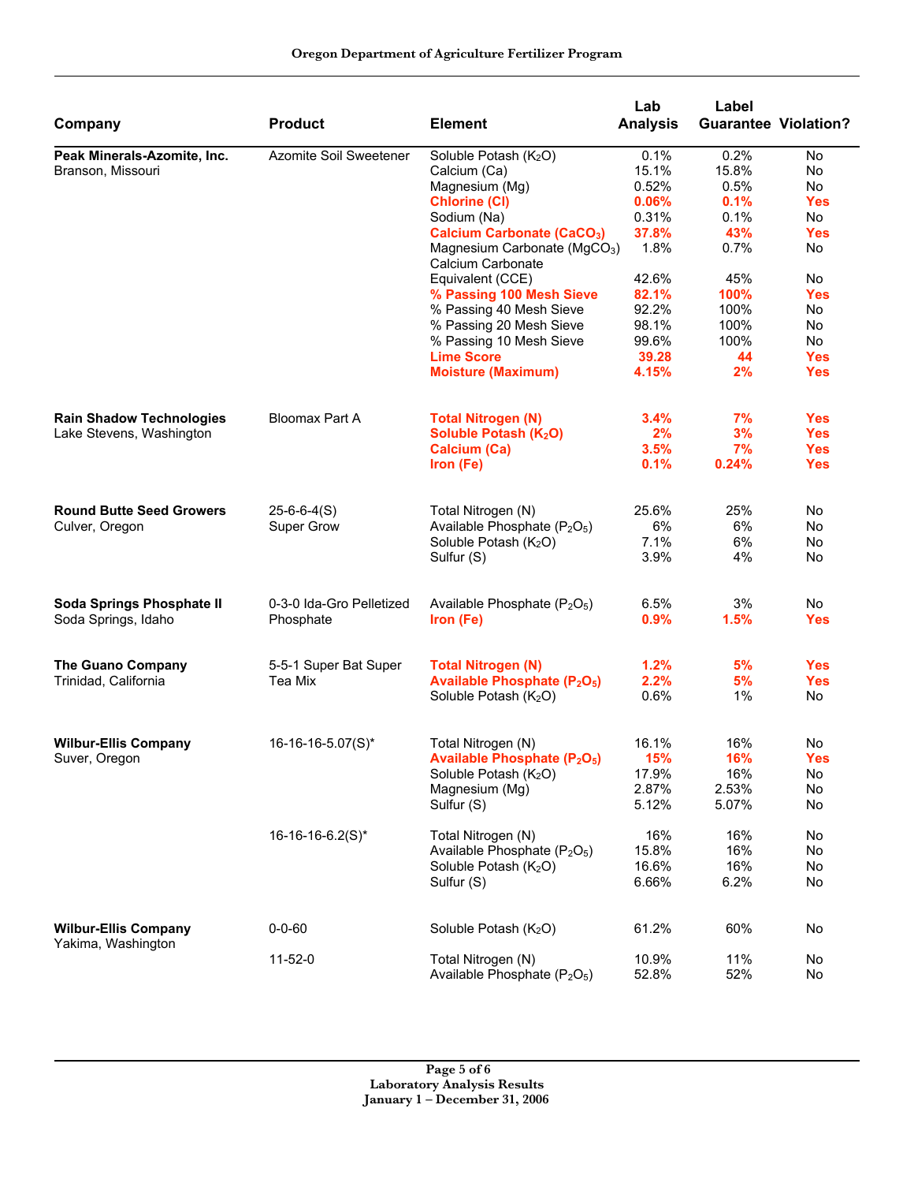| Company | Product | Element | Lab Analysis | Label Guarantee | Violation? |
|---|---|---|---|---|---|
| **Peak Minerals-Azomite, Inc.** Branson, Missouri | Azomite Soil Sweetener | Soluble Potash ($K_2O$) | 0.1% | 0.2% | No |
| | | Calcium (Ca) | 15.1% | 15.8% | No |
| | | Magnesium (Mg) | 0.52% | 0.5% | No |
| | | **Chlorine (Cl)** | **0.06%** | **0.1%** | **Yes** |
| | | Sodium (Na) | 0.31% | 0.1% | No |
| | | **Calcium Carbonate ($CaCO_3$)** | **37.8%** | **43%** | **Yes** |
| | | Magnesium Carbonate ($MgCO_3$) | 1.8% | 0.7% | No |
| | | Calcium Carbonate Equivalent (CCE) | 42.6% | 45% | No |
| | | **% Passing 100 Mesh Sieve** | **82.1%** | **100%** | **Yes** |
| | | % Passing 40 Mesh Sieve | 92.2% | 100% | No |
| | | % Passing 20 Mesh Sieve | 98.1% | 100% | No |
| | | % Passing 10 Mesh Sieve | 99.6% | 100% | No |
| | | **Lime Score** | **39.28** | **44** | **Yes** |
| | | **Moisture (Maximum)** | **4.15%** | **2%** | **Yes** |
| **Rain Shadow Technologies** Lake Stevens, Washington | Bloomax Part A | **Total Nitrogen (N)** | **3.4%** | **7%** | **Yes** |
| | | **Soluble Potash ($K_2O$)** | **2%** | **3%** | **Yes** |
| | | **Calcium (Ca)** | **3.5%** | **7%** | **Yes** |
| | | **Iron (Fe)** | **0.1%** | **0.24%** | **Yes** |
| **Round Butte Seed Growers** Culver, Oregon | 25-6-6-4(S) Super Grow | Total Nitrogen (N) | 25.6% | 25% | No |
| | | Available Phosphate ($P_2O_5$) | 6% | 6% | No |
| | | Soluble Potash ($K_2O$) | 7.1% | 6% | No |
| | | Sulfur (S) | 3.9% | 4% | No |
| **Soda Springs Phosphate II** Soda Springs, Idaho | 0-3-0 Ida-Gro Pelletized Phosphate | Available Phosphate ($P_2O_5$) | 6.5% | 3% | No |
| | | **Iron (Fe)** | **0.9%** | **1.5%** | **Yes** |
| **The Guano Company** Trinidad, California | 5-5-1 Super Bat Super Tea Mix | **Total Nitrogen (N)** | **1.2%** | **5%** | **Yes** |
| | | **Available Phosphate ($P_2O_5$)** | **2.2%** | **5%** | **Yes** |
| | | Soluble Potash ($K_2O$) | 0.6% | 1% | No |
| **Wilbur-Ellis Company** Suver, Oregon | 16-16-16-5.07(S)* | Total Nitrogen (N) | 16.1% | 16% | No |
| | | **Available Phosphate ($P_2O_5$)** | **15%** | **16%** | **Yes** |
| | | Soluble Potash ($K_2O$) | 17.9% | 16% | No |
| | | Magnesium (Mg) | 2.87% | 2.53% | No |
| | | Sulfur (S) | 5.12% | 5.07% | No |
| | 16-16-16-6.2(S)* | Total Nitrogen (N) | 16% | 16% | No |
| | | Available Phosphate ($P_2O_5$) | 15.8% | 16% | No |
| | | Soluble Potash ($K_2O$) | 16.6% | 16% | No |
| | | Sulfur (S) | 6.66% | 6.2% | No |
| **Wilbur-Ellis Company** Yakima, Washington | 0-0-60 | Soluble Potash ($K_2O$) | 61.2% | 60% | No |
| | 11-52-0 | Total Nitrogen (N) | 10.9% | 11% | No |
| | | Available Phosphate ($P_2O_5$) | 52.8% | 52% | No |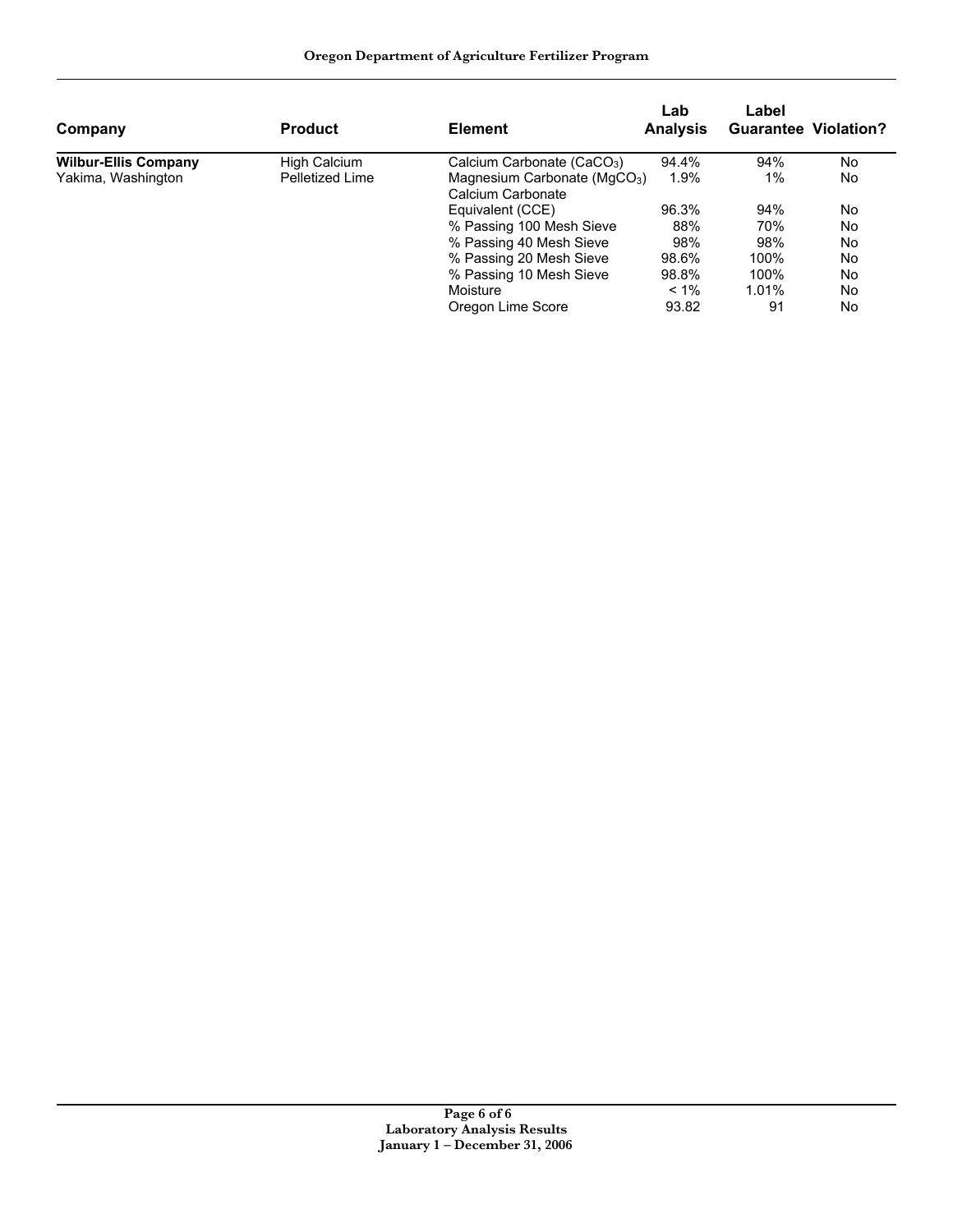| Company | Product | Element | Lab Analysis | Label Guarantee | Violation? |
|---|---|---|---|---|---|
| **Wilbur-Ellis Company** | High Calcium | Calcium Carbonate ($CaCO_3$) | 94.4% | 94% | No |
| Yakima, Washington | Pelletized Lime | Magnesium Carbonate ($MgCO_3$) | 1.9% | 1% | No |
| | | Calcium Carbonate Equivalent (CCE) | 96.3% | 94% | No |
| | | % Passing 100 Mesh Sieve | 88% | 70% | No |
| | | % Passing 40 Mesh Sieve | 98% | 98% | No |
| | | % Passing 20 Mesh Sieve | 98.6% | 100% | No |
| | | % Passing 10 Mesh Sieve | 98.8% | 100% | No |
| | | Moisture | < 1% | 1.01% | No |
| | | Oregon Lime Score | 93.82 | 91 | No |